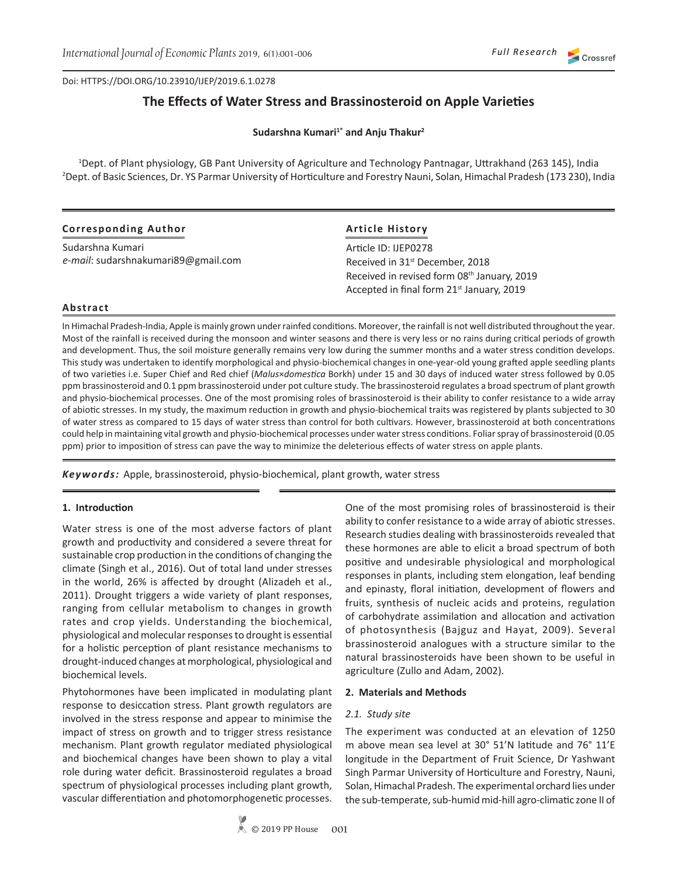Doi: HTTPS://DOI.ORG/10.23910/IJEP/2019.6.1.0278

Full Research

# The Effects of Water Stress and Brassinosteroid on Apple Varieties

**Sudarshna Kumari[1*] and Anju Thakur[2]**

[1]Dept. of Plant physiology, GB Pant University of Agriculture and Technology Pantnagar, Uttrakhand (263 145), India
[2]Dept. of Basic Sciences, Dr. YS Parmar University of Horticulture and Forestry Nauni, Solan, Himachal Pradesh (173 230), India

**Corresponding Author**

Sudarshna Kumari
*e-mail*: sudarshnakumari89@gmail.com

**Article History**

Article ID: IJEP0278
Received in 31st December, 2018
Received in revised form 08th January, 2019
Accepted in final form 21st January, 2019

**Abstract**

In Himachal Pradesh-India, Apple is mainly grown under rainfed conditions. Moreover, the rainfall is not well distributed throughout the year. Most of the rainfall is received during the monsoon and winter seasons and there is very less or no rains during critical periods of growth and development. Thus, the soil moisture generally remains very low during the summer months and a water stress condition develops. This study was undertaken to identify morphological and physio-biochemical changes in one-year-old young grafted apple seedling plants of two varieties i.e. Super Chief and Red chief (*Malus×domestica* Borkh) under 15 and 30 days of induced water stress followed by 0.05 ppm brassinosteroid and 0.1 ppm brassinosteroid under pot culture study. The brassinosteroid regulates a broad spectrum of plant growth and physio-biochemical processes. One of the most promising roles of brassinosteroid is their ability to confer resistance to a wide array of abiotic stresses. In my study, the maximum reduction in growth and physio-biochemical traits was registered by plants subjected to 30 of water stress as compared to 15 days of water stress than control for both cultivars. However, brassinosteroid at both concentrations could help in maintaining vital growth and physio-biochemical processes under water stress conditions. Foliar spray of brassinosteroid (0.05 ppm) prior to imposition of stress can pave the way to minimize the deleterious effects of water stress on apple plants.

***Keywords:*** Apple, brassinosteroid, physio-biochemical, plant growth, water stress

## 1. Introduction

Water stress is one of the most adverse factors of plant growth and productivity and considered a severe threat for sustainable crop production in the conditions of changing the climate (Singh et al., 2016). Out of total land under stresses in the world, 26% is affected by drought (Alizadeh et al., 2011). Drought triggers a wide variety of plant responses, ranging from cellular metabolism to changes in growth rates and crop yields. Understanding the biochemical, physiological and molecular responses to drought is essential for a holistic perception of plant resistance mechanisms to drought-induced changes at morphological, physiological and biochemical levels.

Phytohormones have been implicated in modulating plant response to desiccation stress. Plant growth regulators are involved in the stress response and appear to minimise the impact of stress on growth and to trigger stress resistance mechanism. Plant growth regulator mediated physiological and biochemical changes have been shown to play a vital role during water deficit. Brassinosteroid regulates a broad spectrum of physiological processes including plant growth, vascular differentiation and photomorphogenetic processes. One of the most promising roles of brassinosteroid is their ability to confer resistance to a wide array of abiotic stresses. Research studies dealing with brassinosteroids revealed that these hormones are able to elicit a broad spectrum of both positive and undesirable physiological and morphological responses in plants, including stem elongation, leaf bending and epinasty, floral initiation, development of flowers and fruits, synthesis of nucleic acids and proteins, regulation of carbohydrate assimilation and allocation and activation of photosynthesis (Bajguz and Hayat, 2009). Several brassinosteroid analogues with a structure similar to the natural brassinosteroids have been shown to be useful in agriculture (Zullo and Adam, 2002).

## 2. Materials and Methods

### 2.1. Study site

The experiment was conducted at an elevation of 1250 m above mean sea level at 30° 51′N latitude and 76° 11′E longitude in the Department of Fruit Science, Dr Yashwant Singh Parmar University of Horticulture and Forestry, Nauni, Solan, Himachal Pradesh. The experimental orchard lies under the sub-temperate, sub-humid mid-hill agro-climatic zone II of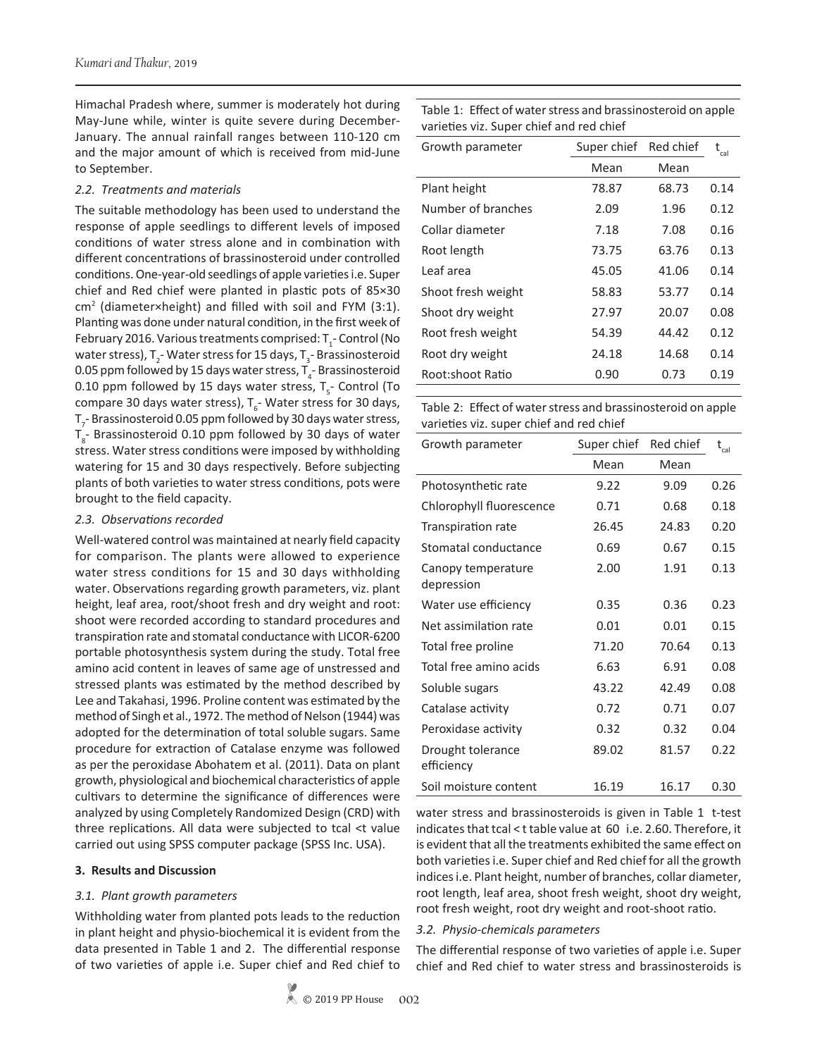Himachal Pradesh where, summer is moderately hot during May-June while, winter is quite severe during December-January. The annual rainfall ranges between 110-120 cm and the major amount of which is received from mid-June to September.

### *2.2. Treatments and materials*

The suitable methodology has been used to understand the response of apple seedlings to different levels of imposed conditions of water stress alone and in combination with different concentrations of brassinosteroid under controlled conditions. One-year-old seedlings of apple varieties i.e. Super chief and Red chief were planted in plastic pots of 85×30 $cm^2$ (diameter×height) and filled with soil and FYM (3:1). Planting was done under natural condition, in the first week of February 2016. Various treatments comprised: $T_1$- Control (No water stress), $T_2$- Water stress for 15 days, $T_3$- Brassinosteroid 0.05 ppm followed by 15 days water stress, $T_4$- Brassinosteroid 0.10 ppm followed by 15 days water stress, $T_5$- Control (To compare 30 days water stress), $T_6$- Water stress for 30 days, $T_7$- Brassinosteroid 0.05 ppm followed by 30 days water stress, $T_8$- Brassinosteroid 0.10 ppm followed by 30 days of water stress. Water stress conditions were imposed by withholding watering for 15 and 30 days respectively. Before subjecting plants of both varieties to water stress conditions, pots were brought to the field capacity.

### *2.3. Observations recorded*

Well-watered control was maintained at nearly field capacity for comparison. The plants were allowed to experience water stress conditions for 15 and 30 days withholding water. Observations regarding growth parameters, viz. plant height, leaf area, root/shoot fresh and dry weight and root: shoot were recorded according to standard procedures and transpiration rate and stomatal conductance with LICOR-6200 portable photosynthesis system during the study. Total free amino acid content in leaves of same age of unstressed and stressed plants was estimated by the method described by Lee and Takahasi, 1996. Proline content was estimated by the method of Singh et al., 1972. The method of Nelson (1944) was adopted for the determination of total soluble sugars. Same procedure for extraction of Catalase enzyme was followed as per the peroxidase Abohatem et al. (2011). Data on plant growth, physiological and biochemical characteristics of apple cultivars to determine the significance of differences were analyzed by using Completely Randomized Design (CRD) with three replications. All data were subjected to tcal <t value carried out using SPSS computer package (SPSS Inc. USA).

## 3. Results and Discussion

### *3.1. Plant growth parameters*

Withholding water from planted pots leads to the reduction in plant height and physio-biochemical it is evident from the data presented in Table 1 and 2. The differential response of two varieties of apple i.e. Super chief and Red chief to water stress and brassinosteroids is given in Table 1 t-test indicates that tcal < t table value at 60 i.e. 2.60. Therefore, it is evident that all the treatments exhibited the same effect on both varieties i.e. Super chief and Red chief for all the growth indices i.e. Plant height, number of branches, collar diameter, root length, leaf area, shoot fresh weight, shoot dry weight, root fresh weight, root dry weight and root-shoot ratio.

Table 1: Effect of water stress and brassinosteroid on apple varieties viz. Super chief and red chief

| Growth parameter | Super chief | Red chief | $t_{cal}$ |
|---|---|---|---|
| | Mean | Mean | |
| Plant height | 78.87 | 68.73 | 0.14 |
| Number of branches | 2.09 | 1.96 | 0.12 |
| Collar diameter | 7.18 | 7.08 | 0.16 |
| Root length | 73.75 | 63.76 | 0.13 |
| Leaf area | 45.05 | 41.06 | 0.14 |
| Shoot fresh weight | 58.83 | 53.77 | 0.14 |
| Shoot dry weight | 27.97 | 20.07 | 0.08 |
| Root fresh weight | 54.39 | 44.42 | 0.12 |
| Root dry weight | 24.18 | 14.68 | 0.14 |
| Root:shoot Ratio | 0.90 | 0.73 | 0.19 |

Table 2: Effect of water stress and brassinosteroid on apple varieties viz. super chief and red chief

| Growth parameter | Super chief | Red chief | $t_{cal}$ |
|---|---|---|---|
| | Mean | Mean | |
| Photosynthetic rate | 9.22 | 9.09 | 0.26 |
| Chlorophyll fluorescence | 0.71 | 0.68 | 0.18 |
| Transpiration rate | 26.45 | 24.83 | 0.20 |
| Stomatal conductance | 0.69 | 0.67 | 0.15 |
| Canopy temperature depression | 2.00 | 1.91 | 0.13 |
| Water use efficiency | 0.35 | 0.36 | 0.23 |
| Net assimilation rate | 0.01 | 0.01 | 0.15 |
| Total free proline | 71.20 | 70.64 | 0.13 |
| Total free amino acids | 6.63 | 6.91 | 0.08 |
| Soluble sugars | 43.22 | 42.49 | 0.08 |
| Catalase activity | 0.72 | 0.71 | 0.07 |
| Peroxidase activity | 0.32 | 0.32 | 0.04 |
| Drought tolerance efficiency | 89.02 | 81.57 | 0.22 |
| Soil moisture content | 16.19 | 16.17 | 0.30 |

### *3.2. Physio-chemicals parameters*

The differential response of two varieties of apple i.e. Super chief and Red chief to water stress and brassinosteroids is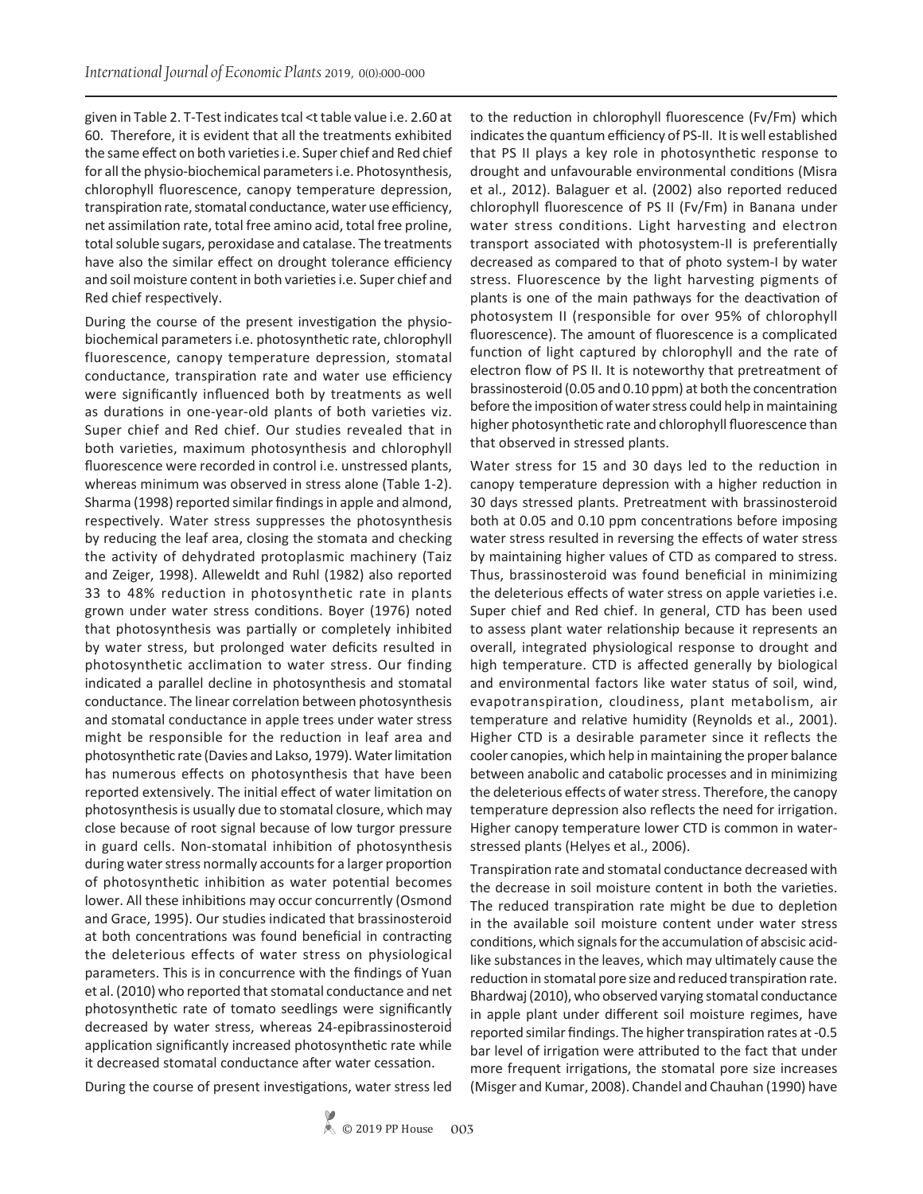given in Table 2. T-Test indicates tcal <t table value i.e. 2.60 at 60. Therefore, it is evident that all the treatments exhibited the same effect on both varieties i.e. Super chief and Red chief for all the physio-biochemical parameters i.e. Photosynthesis, chlorophyll fluorescence, canopy temperature depression, transpiration rate, stomatal conductance, water use efficiency, net assimilation rate, total free amino acid, total free proline, total soluble sugars, peroxidase and catalase. The treatments have also the similar effect on drought tolerance efficiency and soil moisture content in both varieties i.e. Super chief and Red chief respectively.

During the course of the present investigation the physio-biochemical parameters i.e. photosynthetic rate, chlorophyll fluorescence, canopy temperature depression, stomatal conductance, transpiration rate and water use efficiency were significantly influenced both by treatments as well as durations in one-year-old plants of both varieties viz. Super chief and Red chief. Our studies revealed that in both varieties, maximum photosynthesis and chlorophyll fluorescence were recorded in control i.e. unstressed plants, whereas minimum was observed in stress alone (Table 1-2). Sharma (1998) reported similar findings in apple and almond, respectively. Water stress suppresses the photosynthesis by reducing the leaf area, closing the stomata and checking the activity of dehydrated protoplasmic machinery (Taiz and Zeiger, 1998). Alleweldt and Ruhl (1982) also reported 33 to 48% reduction in photosynthetic rate in plants grown under water stress conditions. Boyer (1976) noted that photosynthesis was partially or completely inhibited by water stress, but prolonged water deficits resulted in photosynthetic acclimation to water stress. Our finding indicated a parallel decline in photosynthesis and stomatal conductance. The linear correlation between photosynthesis and stomatal conductance in apple trees under water stress might be responsible for the reduction in leaf area and photosynthetic rate (Davies and Lakso, 1979). Water limitation has numerous effects on photosynthesis that have been reported extensively. The initial effect of water limitation on photosynthesis is usually due to stomatal closure, which may close because of root signal because of low turgor pressure in guard cells. Non-stomatal inhibition of photosynthesis during water stress normally accounts for a larger proportion of photosynthetic inhibition as water potential becomes lower. All these inhibitions may occur concurrently (Osmond and Grace, 1995). Our studies indicated that brassinosteroid at both concentrations was found beneficial in contracting the deleterious effects of water stress on physiological parameters. This is in concurrence with the findings of Yuan et al. (2010) who reported that stomatal conductance and net photosynthetic rate of tomato seedlings were significantly decreased by water stress, whereas 24-epibrassinosteroid application significantly increased photosynthetic rate while it decreased stomatal conductance after water cessation.

During the course of present investigations, water stress led to the reduction in chlorophyll fluorescence (Fv/Fm) which indicates the quantum efficiency of PS-II. It is well established that PS II plays a key role in photosynthetic response to drought and unfavourable environmental conditions (Misra et al., 2012). Balaguer et al. (2002) also reported reduced chlorophyll fluorescence of PS II (Fv/Fm) in Banana under water stress conditions. Light harvesting and electron transport associated with photosystem-II is preferentially decreased as compared to that of photo system-I by water stress. Fluorescence by the light harvesting pigments of plants is one of the main pathways for the deactivation of photosystem II (responsible for over 95% of chlorophyll fluorescence). The amount of fluorescence is a complicated function of light captured by chlorophyll and the rate of electron flow of PS II. It is noteworthy that pretreatment of brassinosteroid (0.05 and 0.10 ppm) at both the concentration before the imposition of water stress could help in maintaining higher photosynthetic rate and chlorophyll fluorescence than that observed in stressed plants.

Water stress for 15 and 30 days led to the reduction in canopy temperature depression with a higher reduction in 30 days stressed plants. Pretreatment with brassinosteroid both at 0.05 and 0.10 ppm concentrations before imposing water stress resulted in reversing the effects of water stress by maintaining higher values of CTD as compared to stress. Thus, brassinosteroid was found beneficial in minimizing the deleterious effects of water stress on apple varieties i.e. Super chief and Red chief. In general, CTD has been used to assess plant water relationship because it represents an overall, integrated physiological response to drought and high temperature. CTD is affected generally by biological and environmental factors like water status of soil, wind, evapotranspiration, cloudiness, plant metabolism, air temperature and relative humidity (Reynolds et al., 2001). Higher CTD is a desirable parameter since it reflects the cooler canopies, which help in maintaining the proper balance between anabolic and catabolic processes and in minimizing the deleterious effects of water stress. Therefore, the canopy temperature depression also reflects the need for irrigation. Higher canopy temperature lower CTD is common in water-stressed plants (Helyes et al., 2006).

Transpiration rate and stomatal conductance decreased with the decrease in soil moisture content in both the varieties. The reduced transpiration rate might be due to depletion in the available soil moisture content under water stress conditions, which signals for the accumulation of abscisic acid-like substances in the leaves, which may ultimately cause the reduction in stomatal pore size and reduced transpiration rate. Bhardwaj (2010), who observed varying stomatal conductance in apple plant under different soil moisture regimes, have reported similar findings. The higher transpiration rates at -0.5 bar level of irrigation were attributed to the fact that under more frequent irrigations, the stomatal pore size increases (Misger and Kumar, 2008). Chandel and Chauhan (1990) have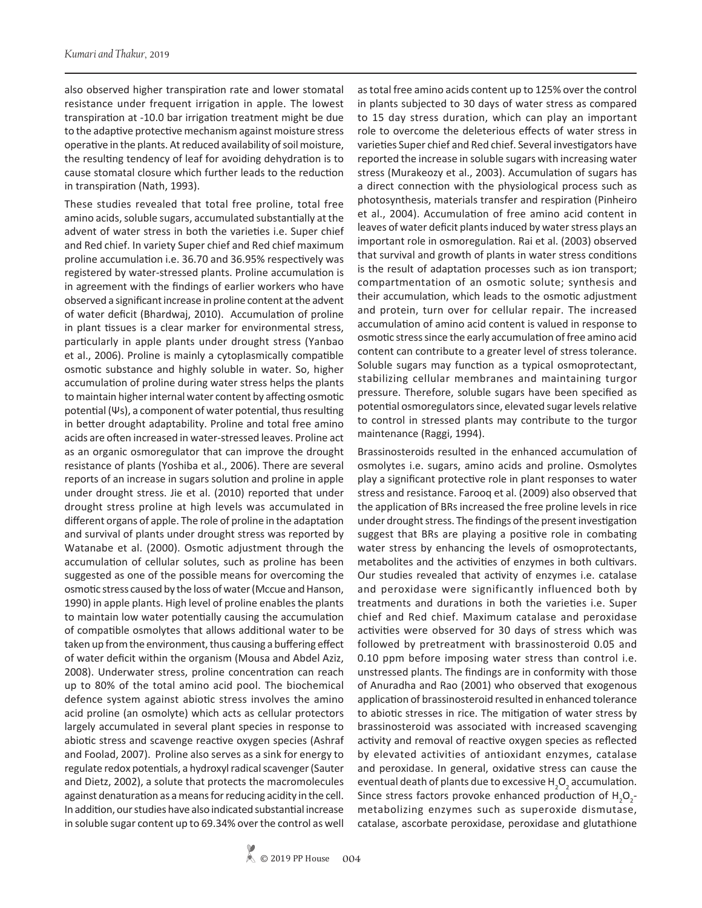also observed higher transpiration rate and lower stomatal resistance under frequent irrigation in apple. The lowest transpiration at -10.0 bar irrigation treatment might be due to the adaptive protective mechanism against moisture stress operative in the plants. At reduced availability of soil moisture, the resulting tendency of leaf for avoiding dehydration is to cause stomatal closure which further leads to the reduction in transpiration (Nath, 1993).

These studies revealed that total free proline, total free amino acids, soluble sugars, accumulated substantially at the advent of water stress in both the varieties i.e. Super chief and Red chief. In variety Super chief and Red chief maximum proline accumulation i.e. 36.70 and 36.95% respectively was registered by water-stressed plants. Proline accumulation is in agreement with the findings of earlier workers who have observed a significant increase in proline content at the advent of water deficit (Bhardwaj, 2010). Accumulation of proline in plant tissues is a clear marker for environmental stress, particularly in apple plants under drought stress (Yanbao et al., 2006). Proline is mainly a cytoplasmically compatible osmotic substance and highly soluble in water. So, higher accumulation of proline during water stress helps the plants to maintain higher internal water content by affecting osmotic potential (Ψs), a component of water potential, thus resulting in better drought adaptability. Proline and total free amino acids are often increased in water-stressed leaves. Proline act as an organic osmoregulator that can improve the drought resistance of plants (Yoshiba et al., 2006). There are several reports of an increase in sugars solution and proline in apple under drought stress. Jie et al. (2010) reported that under drought stress proline at high levels was accumulated in different organs of apple. The role of proline in the adaptation and survival of plants under drought stress was reported by Watanabe et al. (2000). Osmotic adjustment through the accumulation of cellular solutes, such as proline has been suggested as one of the possible means for overcoming the osmotic stress caused by the loss of water (Mccue and Hanson, 1990) in apple plants. High level of proline enables the plants to maintain low water potentially causing the accumulation of compatible osmolytes that allows additional water to be taken up from the environment, thus causing a buffering effect of water deficit within the organism (Mousa and Abdel Aziz, 2008). Underwater stress, proline concentration can reach up to 80% of the total amino acid pool. The biochemical defence system against abiotic stress involves the amino acid proline (an osmolyte) which acts as cellular protectors largely accumulated in several plant species in response to abiotic stress and scavenge reactive oxygen species (Ashraf and Foolad, 2007). Proline also serves as a sink for energy to regulate redox potentials, a hydroxyl radical scavenger (Sauter and Dietz, 2002), a solute that protects the macromolecules against denaturation as a means for reducing acidity in the cell. In addition, our studies have also indicated substantial increase in soluble sugar content up to 69.34% over the control as well as total free amino acids content up to 125% over the control in plants subjected to 30 days of water stress as compared to 15 day stress duration, which can play an important role to overcome the deleterious effects of water stress in varieties Super chief and Red chief. Several investigators have reported the increase in soluble sugars with increasing water stress (Murakeozy et al., 2003). Accumulation of sugars has a direct connection with the physiological process such as photosynthesis, materials transfer and respiration (Pinheiro et al., 2004). Accumulation of free amino acid content in leaves of water deficit plants induced by water stress plays an important role in osmoregulation. Rai et al. (2003) observed that survival and growth of plants in water stress conditions is the result of adaptation processes such as ion transport; compartmentation of an osmotic solute; synthesis and their accumulation, which leads to the osmotic adjustment and protein, turn over for cellular repair. The increased accumulation of amino acid content is valued in response to osmotic stress since the early accumulation of free amino acid content can contribute to a greater level of stress tolerance. Soluble sugars may function as a typical osmoprotectant, stabilizing cellular membranes and maintaining turgor pressure. Therefore, soluble sugars have been specified as potential osmoregulators since, elevated sugar levels relative to control in stressed plants may contribute to the turgor maintenance (Raggi, 1994).

Brassinosteroids resulted in the enhanced accumulation of osmolytes i.e. sugars, amino acids and proline. Osmolytes play a significant protective role in plant responses to water stress and resistance. Farooq et al. (2009) also observed that the application of BRs increased the free proline levels in rice under drought stress. The findings of the present investigation suggest that BRs are playing a positive role in combating water stress by enhancing the levels of osmoprotectants, metabolites and the activities of enzymes in both cultivars. Our studies revealed that activity of enzymes i.e. catalase and peroxidase were significantly influenced both by treatments and durations in both the varieties i.e. Super chief and Red chief. Maximum catalase and peroxidase activities were observed for 30 days of stress which was followed by pretreatment with brassinosteroid 0.05 and 0.10 ppm before imposing water stress than control i.e. unstressed plants. The findings are in conformity with those of Anuradha and Rao (2001) who observed that exogenous application of brassinosteroid resulted in enhanced tolerance to abiotic stresses in rice. The mitigation of water stress by brassinosteroid was associated with increased scavenging activity and removal of reactive oxygen species as reflected by elevated activities of antioxidant enzymes, catalase and peroxidase. In general, oxidative stress can cause the eventual death of plants due to excessive $H_2O_2$ accumulation. Since stress factors provoke enhanced production of $H_2O_2$-metabolizing enzymes such as superoxide dismutase, catalase, ascorbate peroxidase, peroxidase and glutathione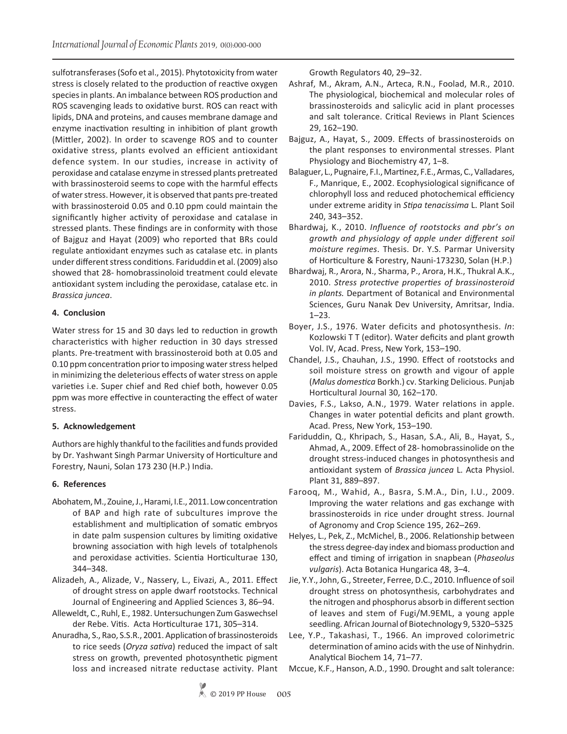sulfotransferases (Sofo et al., 2015). Phytotoxicity from water stress is closely related to the production of reactive oxygen species in plants. An imbalance between ROS production and ROS scavenging leads to oxidative burst. ROS can react with lipids, DNA and proteins, and causes membrane damage and enzyme inactivation resulting in inhibition of plant growth (Mittler, 2002). In order to scavenge ROS and to counter oxidative stress, plants evolved an efficient antioxidant defence system. In our studies, increase in activity of peroxidase and catalase enzyme in stressed plants pretreated with brassinosteroid seems to cope with the harmful effects of water stress. However, it is observed that pants pre-treated with brassinosteroid 0.05 and 0.10 ppm could maintain the significantly higher activity of peroxidase and catalase in stressed plants. These findings are in conformity with those of Bajguz and Hayat (2009) who reported that BRs could regulate antioxidant enzymes such as catalase etc. in plants under different stress conditions. Fariduddin et al. (2009) also showed that 28- homobrassinoloid treatment could elevate antioxidant system including the peroxidase, catalase etc. in *Brassica juncea*.

## 4. Conclusion

Water stress for 15 and 30 days led to reduction in growth characteristics with higher reduction in 30 days stressed plants. Pre-treatment with brassinosteroid both at 0.05 and 0.10 ppm concentration prior to imposing water stress helped in minimizing the deleterious effects of water stress on apple varieties i.e. Super chief and Red chief both, however 0.05 ppm was more effective in counteracting the effect of water stress.

## 5. Acknowledgement

Authors are highly thankful to the facilities and funds provided by Dr. Yashwant Singh Parmar University of Horticulture and Forestry, Nauni, Solan 173 230 (H.P.) India.

## 6. References

Abohatem, M., Zouine, J., Harami, I.E., 2011. Low concentration of BAP and high rate of subcultures improve the establishment and multiplication of somatic embryos in date palm suspension cultures by limiting oxidative browning association with high levels of totalphenols and peroxidase activities. Scientia Horticulturae 130, 344–348.

Alizadeh, A., Alizade, V., Nassery, L., Eivazi, A., 2011. Effect of drought stress on apple dwarf rootstocks. Technical Journal of Engineering and Applied Sciences 3, 86–94.

Alleweldt, C., Ruhl, E., 1982. Untersuchungen Zum Gaswechsel der Rebe. Vitis. Acta Horticulturae 171, 305–314.

Anuradha, S., Rao, S.S.R., 2001. Application of brassinosteroids to rice seeds (*Oryza sativa*) reduced the impact of salt stress on growth, prevented photosynthetic pigment loss and increased nitrate reductase activity. Plant Growth Regulators 40, 29–32.

Ashraf, M., Akram, A.N., Arteca, R.N., Foolad, M.R., 2010. The physiological, biochemical and molecular roles of brassinosteroids and salicylic acid in plant processes and salt tolerance. Critical Reviews in Plant Sciences 29, 162–190.

Bajguz, A., Hayat, S., 2009. Effects of brassinosteroids on the plant responses to environmental stresses. Plant Physiology and Biochemistry 47, 1–8.

Balaguer, L., Pugnaire, F.I., Martinez, F.E., Armas, C., Valladares, F., Manrique, E., 2002. Ecophysiological significance of chlorophyll loss and reduced photochemical efficiency under extreme aridity in *Stipa tenacissima* L. Plant Soil 240, 343–352.

Bhardwaj, K., 2010. *Influence of rootstocks and pbr's on growth and physiology of apple under different soil moisture regimes*. Thesis. Dr. Y.S. Parmar University of Horticulture & Forestry, Nauni-173230, Solan (H.P.)

Bhardwaj, R., Arora, N., Sharma, P., Arora, H.K., Thukral A.K., 2010. *Stress protective properties of brassinosteroid in plants.* Department of Botanical and Environmental Sciences, Guru Nanak Dev University, Amritsar, India. 1–23.

Boyer, J.S., 1976. Water deficits and photosynthesis. *In*: Kozlowski T T (editor). Water deficits and plant growth Vol. IV, Acad. Press, New York, 153–190.

Chandel, J.S., Chauhan, J.S., 1990. Effect of rootstocks and soil moisture stress on growth and vigour of apple (*Malus domestica* Borkh.) cv. Starking Delicious. Punjab Horticultural Journal 30, 162–170.

Davies, F.S., Lakso, A.N., 1979. Water relations in apple. Changes in water potential deficits and plant growth. Acad. Press, New York, 153–190.

Fariduddin, Q., Khripach, S., Hasan, S.A., Ali, B., Hayat, S., Ahmad, A., 2009. Effect of 28- homobrassinolide on the drought stress-induced changes in photosynthesis and antioxidant system of *Brassica juncea* L. Acta Physiol. Plant 31, 889–897.

Farooq, M., Wahid, A., Basra, S.M.A., Din, I.U., 2009. Improving the water relations and gas exchange with brassinosteroids in rice under drought stress. Journal of Agronomy and Crop Science 195, 262–269.

Helyes, L., Pek, Z., McMichel, B., 2006. Relationship between the stress degree-day index and biomass production and effect and timing of irrigation in snapbean (*Phaseolus vulgaris*). Acta Botanica Hungarica 48, 3–4.

Jie, Y.Y., John, G., Streeter, Ferree, D.C., 2010. Influence of soil drought stress on photosynthesis, carbohydrates and the nitrogen and phosphorus absorb in different section of leaves and stem of Fugi/M.9EML, a young apple seedling. African Journal of Biotechnology 9, 5320–5325

Lee, Y.P., Takashasi, T., 1966. An improved colorimetric determination of amino acids with the use of Ninhydrin. Analytical Biochem 14, 71–77.

Mccue, K.F., Hanson, A.D., 1990. Drought and salt tolerance: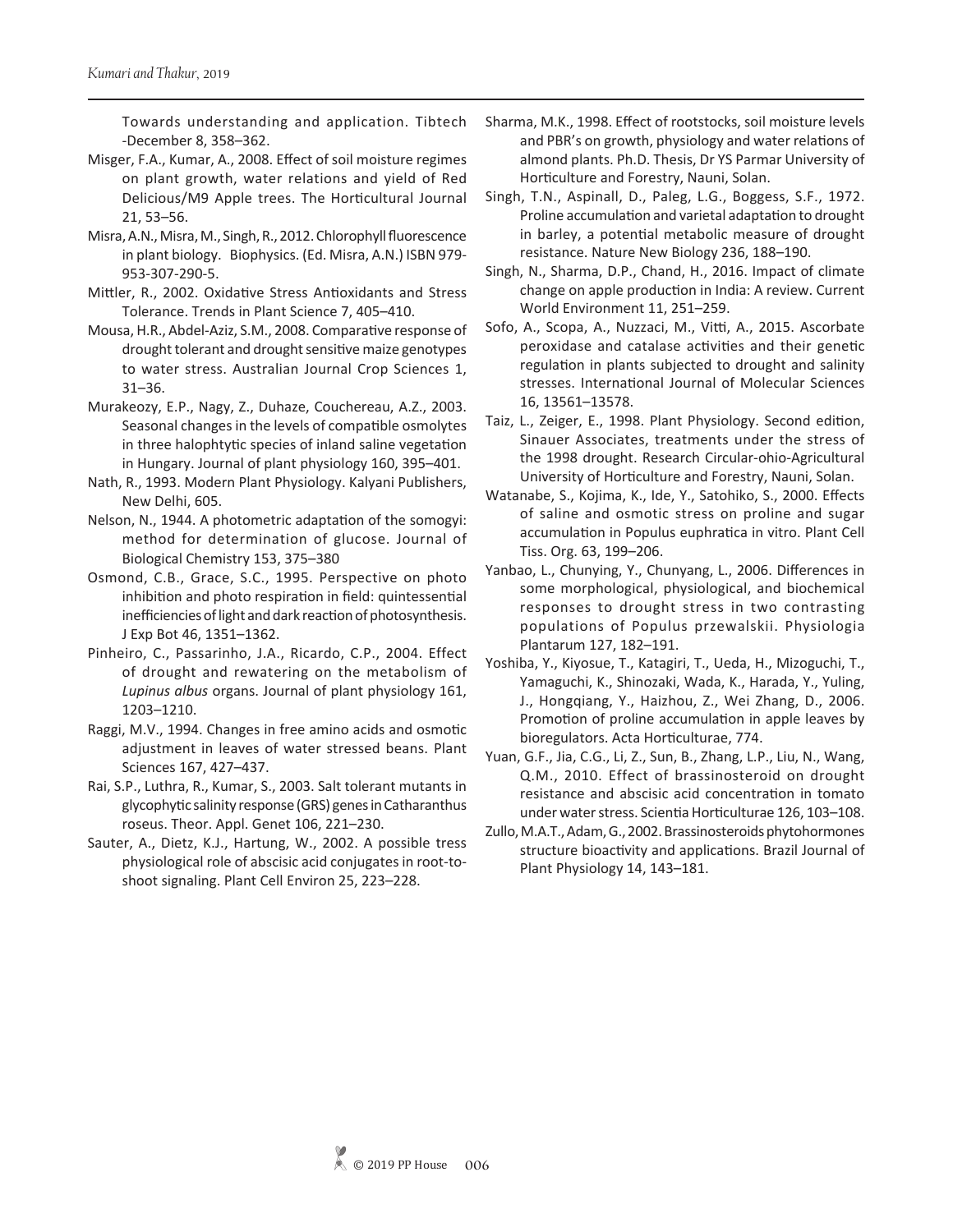Towards understanding and application. Tibtech -December 8, 358–362.

Misger, F.A., Kumar, A., 2008. Effect of soil moisture regimes on plant growth, water relations and yield of Red Delicious/M9 Apple trees. The Horticultural Journal 21, 53–56.

Misra, A.N., Misra, M., Singh, R., 2012. Chlorophyll fluorescence in plant biology. Biophysics. (Ed. Misra, A.N.) ISBN 979-953-307-290-5.

Mittler, R., 2002. Oxidative Stress Antioxidants and Stress Tolerance. Trends in Plant Science 7, 405–410.

Mousa, H.R., Abdel-Aziz, S.M., 2008. Comparative response of drought tolerant and drought sensitive maize genotypes to water stress. Australian Journal Crop Sciences 1, 31–36.

Murakeozy, E.P., Nagy, Z., Duhaze, Couchereau, A.Z., 2003. Seasonal changes in the levels of compatible osmolytes in three halophtytic species of inland saline vegetation in Hungary. Journal of plant physiology 160, 395–401.

Nath, R., 1993. Modern Plant Physiology. Kalyani Publishers, New Delhi, 605.

Nelson, N., 1944. A photometric adaptation of the somogyi: method for determination of glucose. Journal of Biological Chemistry 153, 375–380

Osmond, C.B., Grace, S.C., 1995. Perspective on photo inhibition and photo respiration in field: quintessential inefficiencies of light and dark reaction of photosynthesis. J Exp Bot 46, 1351–1362.

Pinheiro, C., Passarinho, J.A., Ricardo, C.P., 2004. Effect of drought and rewatering on the metabolism of *Lupinus albus* organs. Journal of plant physiology 161, 1203–1210.

Raggi, M.V., 1994. Changes in free amino acids and osmotic adjustment in leaves of water stressed beans. Plant Sciences 167, 427–437.

Rai, S.P., Luthra, R., Kumar, S., 2003. Salt tolerant mutants in glycophytic salinity response (GRS) genes in Catharanthus roseus. Theor. Appl. Genet 106, 221–230.

Sauter, A., Dietz, K.J., Hartung, W., 2002. A possible tress physiological role of abscisic acid conjugates in root-to-shoot signaling. Plant Cell Environ 25, 223–228.

Sharma, M.K., 1998. Effect of rootstocks, soil moisture levels and PBR's on growth, physiology and water relations of almond plants. Ph.D. Thesis, Dr YS Parmar University of Horticulture and Forestry, Nauni, Solan.

Singh, T.N., Aspinall, D., Paleg, L.G., Boggess, S.F., 1972. Proline accumulation and varietal adaptation to drought in barley, a potential metabolic measure of drought resistance. Nature New Biology 236, 188–190.

Singh, N., Sharma, D.P., Chand, H., 2016. Impact of climate change on apple production in India: A review. Current World Environment 11, 251–259.

Sofo, A., Scopa, A., Nuzzaci, M., Vitti, A., 2015. Ascorbate peroxidase and catalase activities and their genetic regulation in plants subjected to drought and salinity stresses. International Journal of Molecular Sciences 16, 13561–13578.

Taiz, L., Zeiger, E., 1998. Plant Physiology. Second edition, Sinauer Associates, treatments under the stress of the 1998 drought. Research Circular-ohio-Agricultural University of Horticulture and Forestry, Nauni, Solan.

Watanabe, S., Kojima, K., Ide, Y., Satohiko, S., 2000. Effects of saline and osmotic stress on proline and sugar accumulation in Populus euphratica in vitro. Plant Cell Tiss. Org. 63, 199–206.

Yanbao, L., Chunying, Y., Chunyang, L., 2006. Differences in some morphological, physiological, and biochemical responses to drought stress in two contrasting populations of Populus przewalskii. Physiologia Plantarum 127, 182–191.

Yoshiba, Y., Kiyosue, T., Katagiri, T., Ueda, H., Mizoguchi, T., Yamaguchi, K., Shinozaki, Wada, K., Harada, Y., Yuling, J., Hongqiang, Y., Haizhou, Z., Wei Zhang, D., 2006. Promotion of proline accumulation in apple leaves by bioregulators. Acta Horticulturae, 774.

Yuan, G.F., Jia, C.G., Li, Z., Sun, B., Zhang, L.P., Liu, N., Wang, Q.M., 2010. Effect of brassinosteroid on drought resistance and abscisic acid concentration in tomato under water stress. Scientia Horticulturae 126, 103–108.

Zullo, M.A.T., Adam, G., 2002. Brassinosteroids phytohormones structure bioactivity and applications. Brazil Journal of Plant Physiology 14, 143–181.